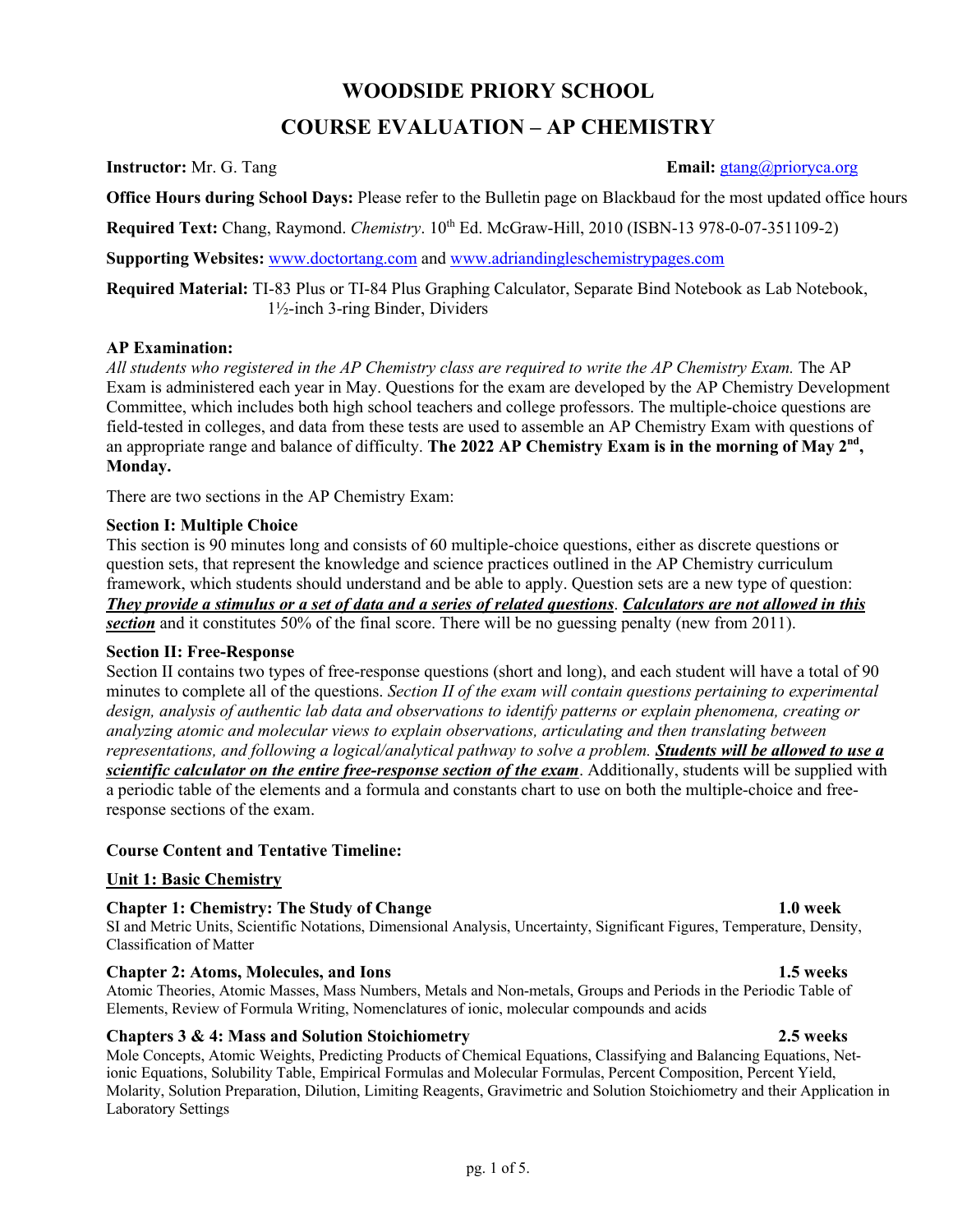# WOODSIDE PRIORY SCHOOL

## COURSE EVALUATION – AP CHEMISTRY

**Instructor:** Mr. G. Tang **Email:** gtang@prioryca.org

**Office Hours during School Days:** Please refer to the Bulletin page on Blackbaud for the most updated office hours

**Required Text:** Chang, Raymond. *Chemistry*. 10th Ed. McGraw-Hill, 2010 (ISBN-13 978-0-07-351109-2)

**Supporting Websites:** www.doctortang.com and www.adriandingleschemistrypages.com

**Required Material:** TI-83 Plus or TI-84 Plus Graphing Calculator, Separate Bind Notebook as Lab Notebook, 1½-inch 3-ring Binder, Dividers

**AP Examination:**

*All students who registered in the AP Chemistry class are required to write the AP Chemistry Exam.* The AP Exam is administered each year in May. Questions for the exam are developed by the AP Chemistry Development Committee, which includes both high school teachers and college professors. The multiple-choice questions are field-tested in colleges, and data from these tests are used to assemble an AP Chemistry Exam with questions of an appropriate range and balance of difficulty. **The 2022 AP Chemistry Exam is in the morning of May 2nd, Monday.**

There are two sections in the AP Chemistry Exam:

**Section I: Multiple Choice**

This section is 90 minutes long and consists of 60 multiple-choice questions, either as discrete questions or question sets, that represent the knowledge and science practices outlined in the AP Chemistry curriculum framework, which students should understand and be able to apply. Question sets are a new type of question: ***They provide a stimulus or a set of data and a series of related questions***. ***Calculators are not allowed in this section*** and it constitutes 50% of the final score. There will be no guessing penalty (new from 2011).

**Section II: Free-Response**

Section II contains two types of free-response questions (short and long), and each student will have a total of 90 minutes to complete all of the questions. *Section II of the exam will contain questions pertaining to experimental design, analysis of authentic lab data and observations to identify patterns or explain phenomena, creating or analyzing atomic and molecular views to explain observations, articulating and then translating between representations, and following a logical/analytical pathway to solve a problem.* ***Students will be allowed to use a scientific calculator on the entire free-response section of the exam***. Additionally, students will be supplied with a periodic table of the elements and a formula and constants chart to use on both the multiple-choice and free-response sections of the exam.

**Course Content and Tentative Timeline:**

**Unit 1: Basic Chemistry**

**Chapter 1: Chemistry: The Study of Change** — **1.0 week**

SI and Metric Units, Scientific Notations, Dimensional Analysis, Uncertainty, Significant Figures, Temperature, Density, Classification of Matter

**Chapter 2: Atoms, Molecules, and Ions** — **1.5 weeks**

Atomic Theories, Atomic Masses, Mass Numbers, Metals and Non-metals, Groups and Periods in the Periodic Table of Elements, Review of Formula Writing, Nomenclatures of ionic, molecular compounds and acids

**Chapters 3 & 4: Mass and Solution Stoichiometry** — **2.5 weeks**

Mole Concepts, Atomic Weights, Predicting Products of Chemical Equations, Classifying and Balancing Equations, Net-ionic Equations, Solubility Table, Empirical Formulas and Molecular Formulas, Percent Composition, Percent Yield, Molarity, Solution Preparation, Dilution, Limiting Reagents, Gravimetric and Solution Stoichiometry and their Application in Laboratory Settings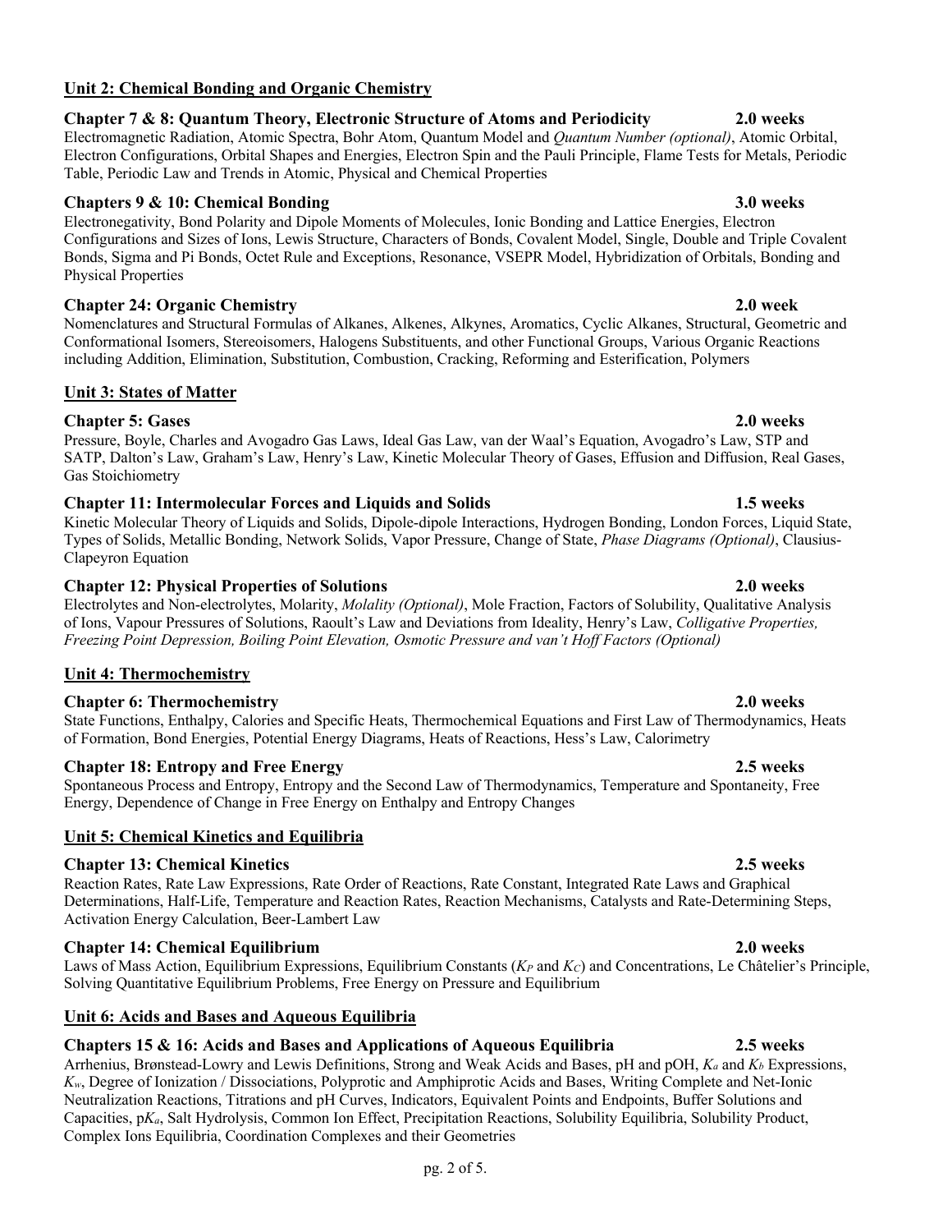## Unit 2: Chemical Bonding and Organic Chemistry

### Chapter 7 & 8: Quantum Theory, Electronic Structure of Atoms and Periodicity — 2.0 weeks

Electromagnetic Radiation, Atomic Spectra, Bohr Atom, Quantum Model and *Quantum Number (optional)*, Atomic Orbital, Electron Configurations, Orbital Shapes and Energies, Electron Spin and the Pauli Principle, Flame Tests for Metals, Periodic Table, Periodic Law and Trends in Atomic, Physical and Chemical Properties

### Chapters 9 & 10: Chemical Bonding — 3.0 weeks

Electronegativity, Bond Polarity and Dipole Moments of Molecules, Ionic Bonding and Lattice Energies, Electron Configurations and Sizes of Ions, Lewis Structure, Characters of Bonds, Covalent Model, Single, Double and Triple Covalent Bonds, Sigma and Pi Bonds, Octet Rule and Exceptions, Resonance, VSEPR Model, Hybridization of Orbitals, Bonding and Physical Properties

### Chapter 24: Organic Chemistry — 2.0 week

Nomenclatures and Structural Formulas of Alkanes, Alkenes, Alkynes, Aromatics, Cyclic Alkanes, Structural, Geometric and Conformational Isomers, Stereoisomers, Halogens Substituents, and other Functional Groups, Various Organic Reactions including Addition, Elimination, Substitution, Combustion, Cracking, Reforming and Esterification, Polymers

## Unit 3: States of Matter

### Chapter 5: Gases — 2.0 weeks

Pressure, Boyle, Charles and Avogadro Gas Laws, Ideal Gas Law, van der Waal's Equation, Avogadro's Law, STP and SATP, Dalton's Law, Graham's Law, Henry's Law, Kinetic Molecular Theory of Gases, Effusion and Diffusion, Real Gases, Gas Stoichiometry

### Chapter 11: Intermolecular Forces and Liquids and Solids — 1.5 weeks

Kinetic Molecular Theory of Liquids and Solids, Dipole-dipole Interactions, Hydrogen Bonding, London Forces, Liquid State, Types of Solids, Metallic Bonding, Network Solids, Vapor Pressure, Change of State, *Phase Diagrams (Optional)*, Clausius-Clapeyron Equation

### Chapter 12: Physical Properties of Solutions — 2.0 weeks

Electrolytes and Non-electrolytes, Molarity, *Molality (Optional)*, Mole Fraction, Factors of Solubility, Qualitative Analysis of Ions, Vapour Pressures of Solutions, Raoult's Law and Deviations from Ideality, Henry's Law, *Colligative Properties, Freezing Point Depression, Boiling Point Elevation, Osmotic Pressure and van't Hoff Factors (Optional)*

## Unit 4: Thermochemistry

### Chapter 6: Thermochemistry — 2.0 weeks

State Functions, Enthalpy, Calories and Specific Heats, Thermochemical Equations and First Law of Thermodynamics, Heats of Formation, Bond Energies, Potential Energy Diagrams, Heats of Reactions, Hess's Law, Calorimetry

### Chapter 18: Entropy and Free Energy — 2.5 weeks

Spontaneous Process and Entropy, Entropy and the Second Law of Thermodynamics, Temperature and Spontaneity, Free Energy, Dependence of Change in Free Energy on Enthalpy and Entropy Changes

## Unit 5: Chemical Kinetics and Equilibria

### Chapter 13: Chemical Kinetics — 2.5 weeks

Reaction Rates, Rate Law Expressions, Rate Order of Reactions, Rate Constant, Integrated Rate Laws and Graphical Determinations, Half-Life, Temperature and Reaction Rates, Reaction Mechanisms, Catalysts and Rate-Determining Steps, Activation Energy Calculation, Beer-Lambert Law

### Chapter 14: Chemical Equilibrium — 2.0 weeks

Laws of Mass Action, Equilibrium Expressions, Equilibrium Constants ($K_P$ and $K_C$) and Concentrations, Le Châtelier's Principle, Solving Quantitative Equilibrium Problems, Free Energy on Pressure and Equilibrium

## Unit 6: Acids and Bases and Aqueous Equilibria

### Chapters 15 & 16: Acids and Bases and Applications of Aqueous Equilibria — 2.5 weeks

Arrhenius, Brønstead-Lowry and Lewis Definitions, Strong and Weak Acids and Bases, pH and pOH, $K_a$ and $K_b$ Expressions, $K_w$, Degree of Ionization / Dissociations, Polyprotic and Amphiprotic Acids and Bases, Writing Complete and Net-Ionic Neutralization Reactions, Titrations and pH Curves, Indicators, Equivalent Points and Endpoints, Buffer Solutions and Capacities, p$K_a$, Salt Hydrolysis, Common Ion Effect, Precipitation Reactions, Solubility Equilibria, Solubility Product, Complex Ions Equilibria, Coordination Complexes and their Geometries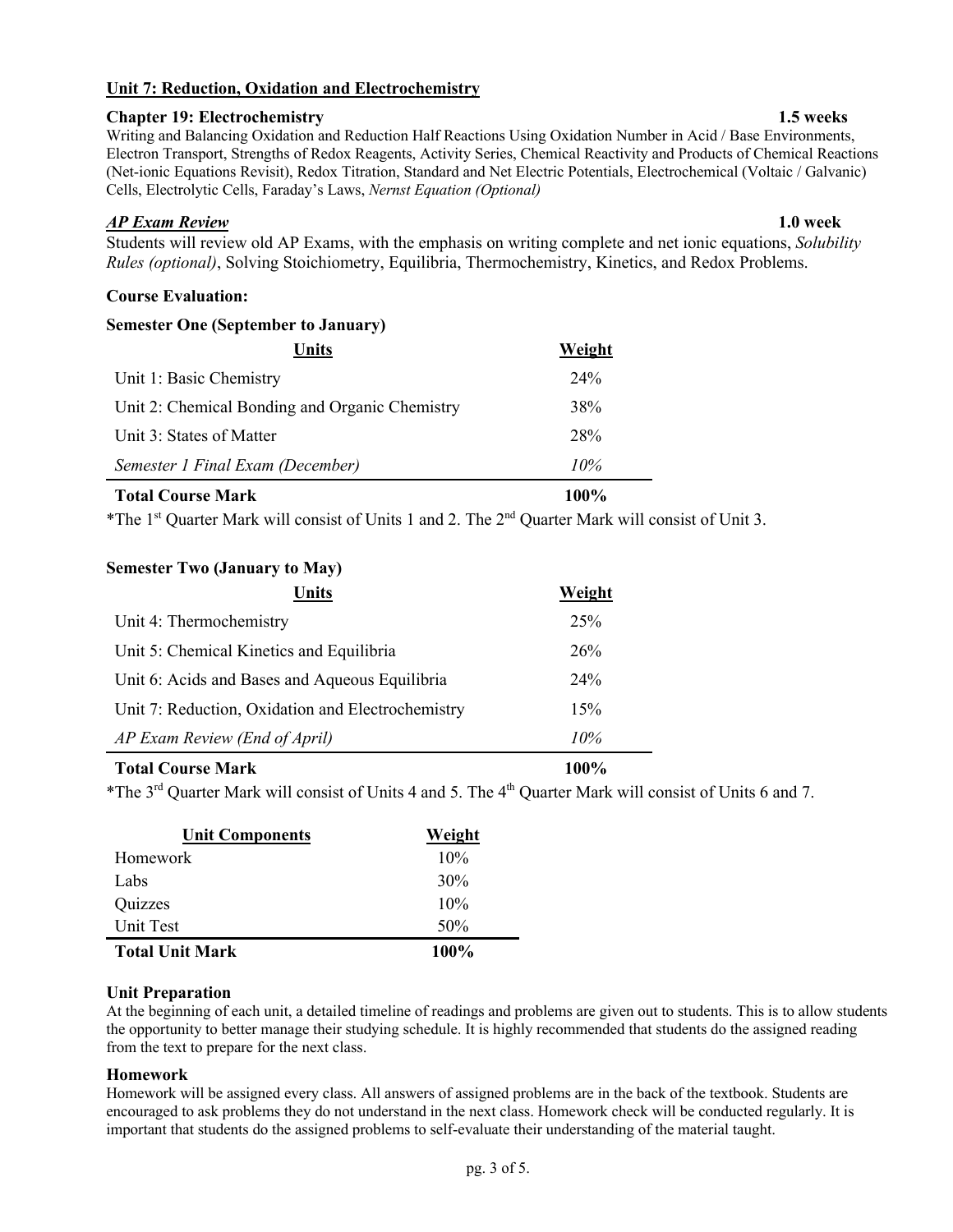**Unit 7: Reduction, Oxidation and Electrochemistry**

**Chapter 19: Electrochemistry** **1.5 weeks**

Writing and Balancing Oxidation and Reduction Half Reactions Using Oxidation Number in Acid / Base Environments, Electron Transport, Strengths of Redox Reagents, Activity Series, Chemical Reactivity and Products of Chemical Reactions (Net-ionic Equations Revisit), Redox Titration, Standard and Net Electric Potentials, Electrochemical (Voltaic / Galvanic) Cells, Electrolytic Cells, Faraday's Laws, *Nernst Equation (Optional)*

***AP Exam Review*** **1.0 week**

Students will review old AP Exams, with the emphasis on writing complete and net ionic equations, *Solubility Rules (optional)*, Solving Stoichiometry, Equilibria, Thermochemistry, Kinetics, and Redox Problems.

**Course Evaluation:**

**Semester One (September to January)**

| Units | Weight |
|---|---|
| Unit 1: Basic Chemistry | 24% |
| Unit 2: Chemical Bonding and Organic Chemistry | 38% |
| Unit 3: States of Matter | 28% |
| *Semester 1 Final Exam (December)* | *10%* |
| **Total Course Mark** | **100%** |

*The 1st Quarter Mark will consist of Units 1 and 2. The 2nd Quarter Mark will consist of Unit 3.

**Semester Two (January to May)**

| Units | Weight |
|---|---|
| Unit 4: Thermochemistry | 25% |
| Unit 5: Chemical Kinetics and Equilibria | 26% |
| Unit 6: Acids and Bases and Aqueous Equilibria | 24% |
| Unit 7: Reduction, Oxidation and Electrochemistry | 15% |
| *AP Exam Review (End of April)* | *10%* |
| **Total Course Mark** | **100%** |

*The 3rd Quarter Mark will consist of Units 4 and 5. The 4th Quarter Mark will consist of Units 6 and 7.

| Unit Components | Weight |
|---|---|
| Homework | 10% |
| Labs | 30% |
| Quizzes | 10% |
| Unit Test | 50% |
| **Total Unit Mark** | **100%** |

**Unit Preparation**

At the beginning of each unit, a detailed timeline of readings and problems are given out to students. This is to allow students the opportunity to better manage their studying schedule. It is highly recommended that students do the assigned reading from the text to prepare for the next class.

**Homework**

Homework will be assigned every class. All answers of assigned problems are in the back of the textbook. Students are encouraged to ask problems they do not understand in the next class. Homework check will be conducted regularly. It is important that students do the assigned problems to self-evaluate their understanding of the material taught.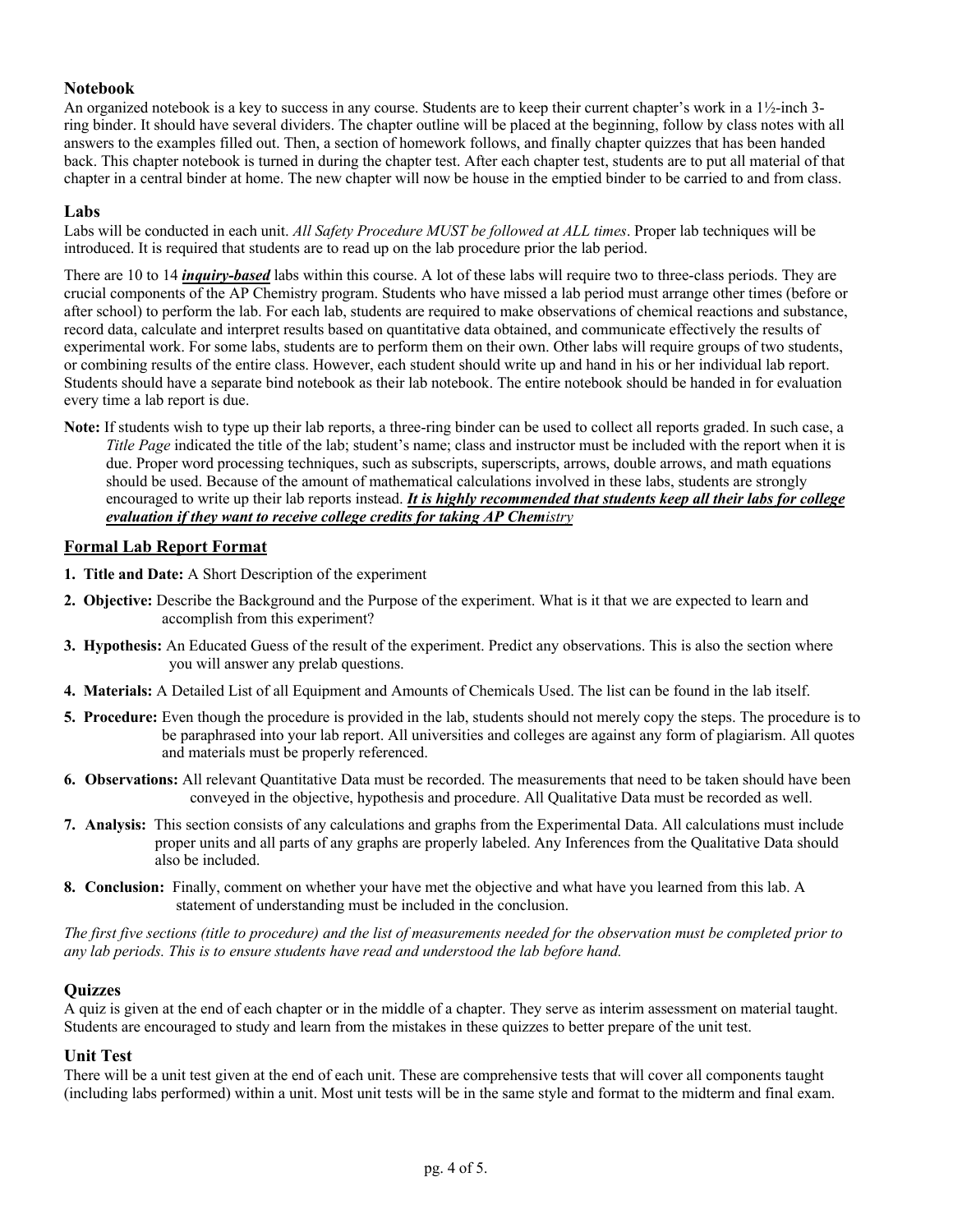### Notebook

An organized notebook is a key to success in any course. Students are to keep their current chapter's work in a 1½-inch 3-ring binder. It should have several dividers. The chapter outline will be placed at the beginning, follow by class notes with all answers to the examples filled out. Then, a section of homework follows, and finally chapter quizzes that has been handed back. This chapter notebook is turned in during the chapter test. After each chapter test, students are to put all material of that chapter in a central binder at home. The new chapter will now be house in the emptied binder to be carried to and from class.

### Labs

Labs will be conducted in each unit. *All Safety Procedure MUST be followed at ALL times*. Proper lab techniques will be introduced. It is required that students are to read up on the lab procedure prior the lab period.

There are 10 to 14 ***inquiry-based*** labs within this course. A lot of these labs will require two to three-class periods. They are crucial components of the AP Chemistry program. Students who have missed a lab period must arrange other times (before or after school) to perform the lab. For each lab, students are required to make observations of chemical reactions and substance, record data, calculate and interpret results based on quantitative data obtained, and communicate effectively the results of experimental work. For some labs, students are to perform them on their own. Other labs will require groups of two students, or combining results of the entire class. However, each student should write up and hand in his or her individual lab report. Students should have a separate bind notebook as their lab notebook. The entire notebook should be handed in for evaluation every time a lab report is due.

**Note:** If students wish to type up their lab reports, a three-ring binder can be used to collect all reports graded. In such case, a *Title Page* indicated the title of the lab; student's name; class and instructor must be included with the report when it is due. Proper word processing techniques, such as subscripts, superscripts, arrows, double arrows, and math equations should be used. Because of the amount of mathematical calculations involved in these labs, students are strongly encouraged to write up their lab reports instead. ***It is highly recommended that students keep all their labs for college evaluation if they want to receive college credits for taking AP Chemistry***

### Formal Lab Report Format

1. **Title and Date:** A Short Description of the experiment
2. **Objective:** Describe the Background and the Purpose of the experiment. What is it that we are expected to learn and accomplish from this experiment?
3. **Hypothesis:** An Educated Guess of the result of the experiment. Predict any observations. This is also the section where you will answer any prelab questions.
4. **Materials:** A Detailed List of all Equipment and Amounts of Chemicals Used. The list can be found in the lab itself.
5. **Procedure:** Even though the procedure is provided in the lab, students should not merely copy the steps. The procedure is to be paraphrased into your lab report. All universities and colleges are against any form of plagiarism. All quotes and materials must be properly referenced.
6. **Observations:** All relevant Quantitative Data must be recorded. The measurements that need to be taken should have been conveyed in the objective, hypothesis and procedure. All Qualitative Data must be recorded as well.
7. **Analysis:** This section consists of any calculations and graphs from the Experimental Data. All calculations must include proper units and all parts of any graphs are properly labeled. Any Inferences from the Qualitative Data should also be included.
8. **Conclusion:** Finally, comment on whether your have met the objective and what have you learned from this lab. A statement of understanding must be included in the conclusion.

*The first five sections (title to procedure) and the list of measurements needed for the observation must be completed prior to any lab periods. This is to ensure students have read and understood the lab before hand.*

### Quizzes

A quiz is given at the end of each chapter or in the middle of a chapter. They serve as interim assessment on material taught. Students are encouraged to study and learn from the mistakes in these quizzes to better prepare of the unit test.

### Unit Test

There will be a unit test given at the end of each unit. These are comprehensive tests that will cover all components taught (including labs performed) within a unit. Most unit tests will be in the same style and format to the midterm and final exam.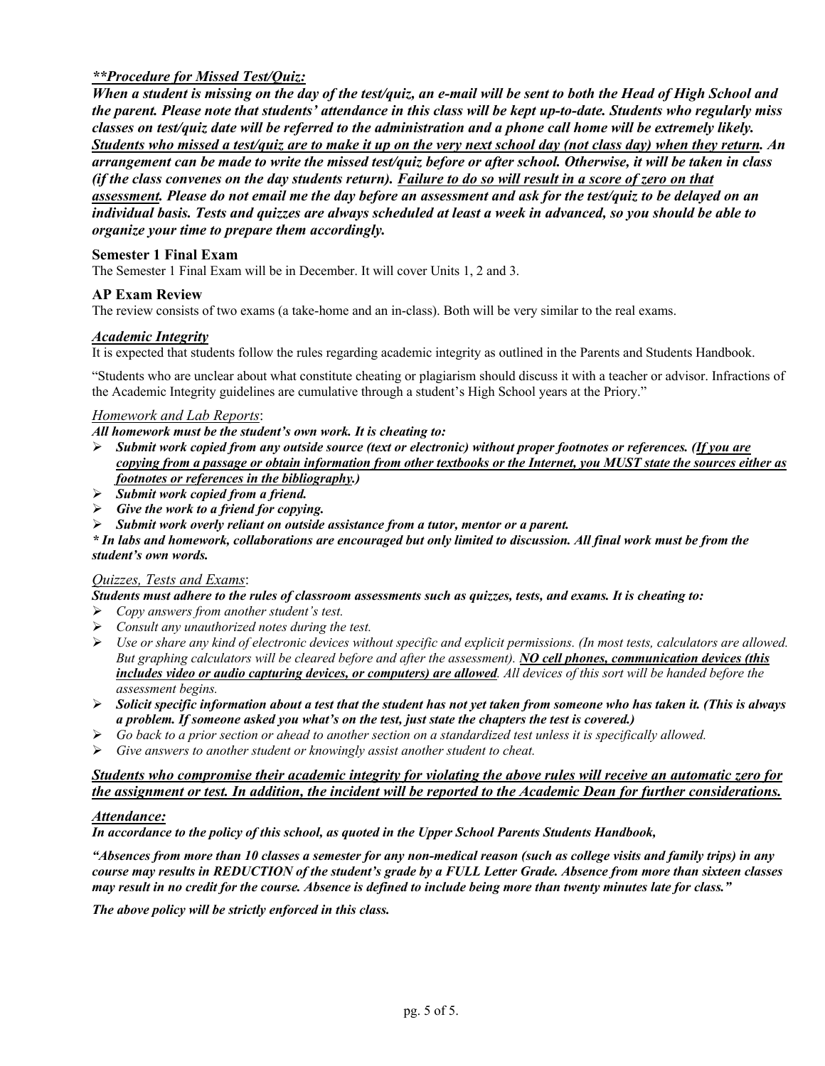***\*\*Procedure for Missed Test/Quiz:***

***When a student is missing on the day of the test/quiz, an e-mail will be sent to both the Head of High School and the parent. Please note that students' attendance in this class will be kept up-to-date. Students who regularly miss classes on test/quiz date will be referred to the administration and a phone call home will be extremely likely. <u>Students who missed a test/quiz are to make it up on the very next school day (not class day) when they return</u>. An arrangement can be made to write the missed test/quiz before or after school. Otherwise, it will be taken in class (if the class convenes on the day students return). <u>Failure to do so will result in a score of zero on that assessment</u>. Please do not email me the day before an assessment and ask for the test/quiz to be delayed on an individual basis. Tests and quizzes are always scheduled at least a week in advanced, so you should be able to organize your time to prepare them accordingly.***

**Semester 1 Final Exam**

The Semester 1 Final Exam will be in December. It will cover Units 1, 2 and 3.

**AP Exam Review**

The review consists of two exams (a take-home and an in-class). Both will be very similar to the real exams.

***<u>Academic Integrity</u>***

It is expected that students follow the rules regarding academic integrity as outlined in the Parents and Students Handbook.

"Students who are unclear about what constitute cheating or plagiarism should discuss it with a teacher or advisor. Infractions of the Academic Integrity guidelines are cumulative through a student's High School years at the Priory."

*<u>Homework and Lab Reports</u>*:

***All homework must be the student's own work. It is cheating to:***

- ***Submit work copied from any outside source (text or electronic) without proper footnotes or references. (<u>If you are copying from a passage or obtain information from other textbooks or the Internet, you MUST state the sources either as footnotes or references in the bibliography</u>.)***
- ***Submit work copied from a friend.***
- ***Give the work to a friend for copying.***
- ***Submit work overly reliant on outside assistance from a tutor, mentor or a parent.***

***\* In labs and homework, collaborations are encouraged but only limited to discussion. All final work must be from the student's own words.***

*<u>Quizzes, Tests and Exams</u>*:

***Students must adhere to the rules of classroom assessments such as quizzes, tests, and exams. It is cheating to:***

- *Copy answers from another student's test.*
- *Consult any unauthorized notes during the test.*
- *Use or share any kind of electronic devices without specific and explicit permissions. (In most tests, calculators are allowed. But graphing calculators will be cleared before and after the assessment). **<u>NO cell phones, communication devices (this includes video or audio capturing devices, or computers) are allowed</u>**. All devices of this sort will be handed before the assessment begins.*
- ***Solicit specific information about a test that the student has not yet taken from someone who has taken it. (This is always a problem. If someone asked you what's on the test, just state the chapters the test is covered.)***
- *Go back to a prior section or ahead to another section on a standardized test unless it is specifically allowed.*
- *Give answers to another student or knowingly assist another student to cheat.*

***<u>Students who compromise their academic integrity for violating the above rules will receive an automatic zero for the assignment or test. In addition, the incident will be reported to the Academic Dean for further considerations.</u>***

***<u>Attendance:</u>***

***In accordance to the policy of this school, as quoted in the Upper School Parents Students Handbook,***

***"Absences from more than 10 classes a semester for any non-medical reason (such as college visits and family trips) in any course may results in REDUCTION of the student's grade by a FULL Letter Grade. Absence from more than sixteen classes may result in no credit for the course. Absence is defined to include being more than twenty minutes late for class."***

***The above policy will be strictly enforced in this class.***